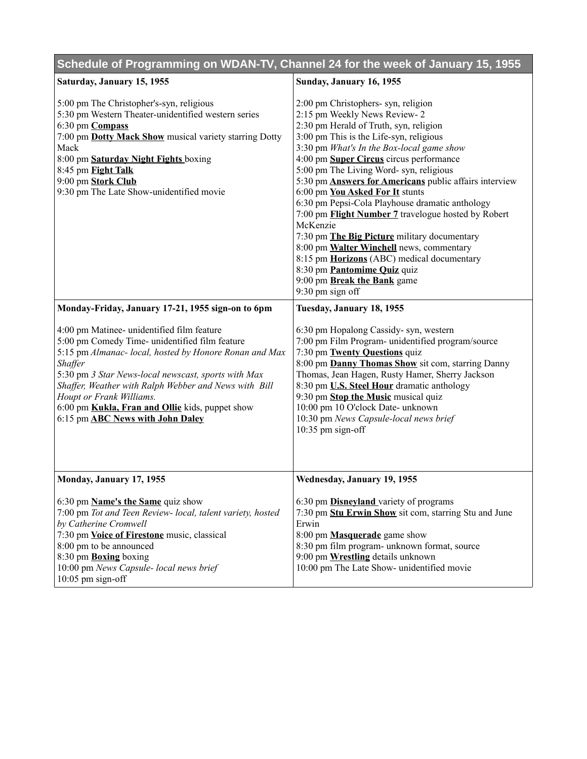# Schedule of Programming on WDAN-TV, Channel 24 for the week of January 15, 1955

### Saturday, January 15, 1955

5:00 pm The Christopher's-syn, religious
5:30 pm Western Theater-unidentified western series
6:30 pm **Compass**
7:00 pm **Dotty Mack Show** musical variety starring Dotty Mack
8:00 pm **Saturday Night Fights** boxing
8:45 pm **Fight Talk**
9:00 pm **Stork Club**
9:30 pm The Late Show-unidentified movie

### Sunday, January 16, 1955

2:00 pm Christophers- syn, religion
2:15 pm Weekly News Review- 2
2:30 pm Herald of Truth, syn, religion
3:00 pm This is the Life-syn, religious
3:30 pm *What's In the Box-local game show*
4:00 pm **Super Circus** circus performance
5:00 pm The Living Word- syn, religious
5:30 pm **Answers for Americans** public affairs interview
6:00 pm **You Asked For It** stunts
6:30 pm Pepsi-Cola Playhouse dramatic anthology
7:00 pm **Flight Number 7** travelogue hosted by Robert McKenzie
7:30 pm **The Big Picture** military documentary
8:00 pm **Walter Winchell** news, commentary
8:15 pm **Horizons** (ABC) medical documentary
8:30 pm **Pantomime Quiz** quiz
9:00 pm **Break the Bank** game
9:30 pm sign off

### Monday-Friday, January 17-21, 1955 sign-on to 6pm

4:00 pm Matinee- unidentified film feature
5:00 pm Comedy Time- unidentified film feature
5:15 pm *Almanac- local, hosted by Honore Ronan and Max Shaffer*
5:30 pm *3 Star News-local newscast, sports with Max Shaffer, Weather with Ralph Webber and News with Bill Houpt or Frank Williams.*
6:00 pm **Kukla, Fran and Ollie** kids, puppet show
6:15 pm **ABC News with John Daley**

### Tuesday, January 18, 1955

6:30 pm Hopalong Cassidy- syn, western
7:00 pm Film Program- unidentified program/source
7:30 pm **Twenty Questions** quiz
8:00 pm **Danny Thomas Show** sit com, starring Danny Thomas, Jean Hagen, Rusty Hamer, Sherry Jackson
8:30 pm **U.S. Steel Hour** dramatic anthology
9:30 pm **Stop the Music** musical quiz
10:00 pm 10 O'clock Date- unknown
10:30 pm *News Capsule-local news brief*
10:35 pm sign-off

### Monday, January 17, 1955

6:30 pm **Name's the Same** quiz show
7:00 pm *Tot and Teen Review- local, talent variety, hosted by Catherine Cromwell*
7:30 pm **Voice of Firestone** music, classical
8:00 pm to be announced
8:30 pm **Boxing** boxing
10:00 pm *News Capsule- local news brief*
10:05 pm sign-off

### Wednesday, January 19, 1955

6:30 pm **Disneyland** variety of programs
7:30 pm **Stu Erwin Show** sit com, starring Stu and June Erwin
8:00 pm **Masquerade** game show
8:30 pm film program- unknown format, source
9:00 pm **Wrestling** details unknown
10:00 pm The Late Show- unidentified movie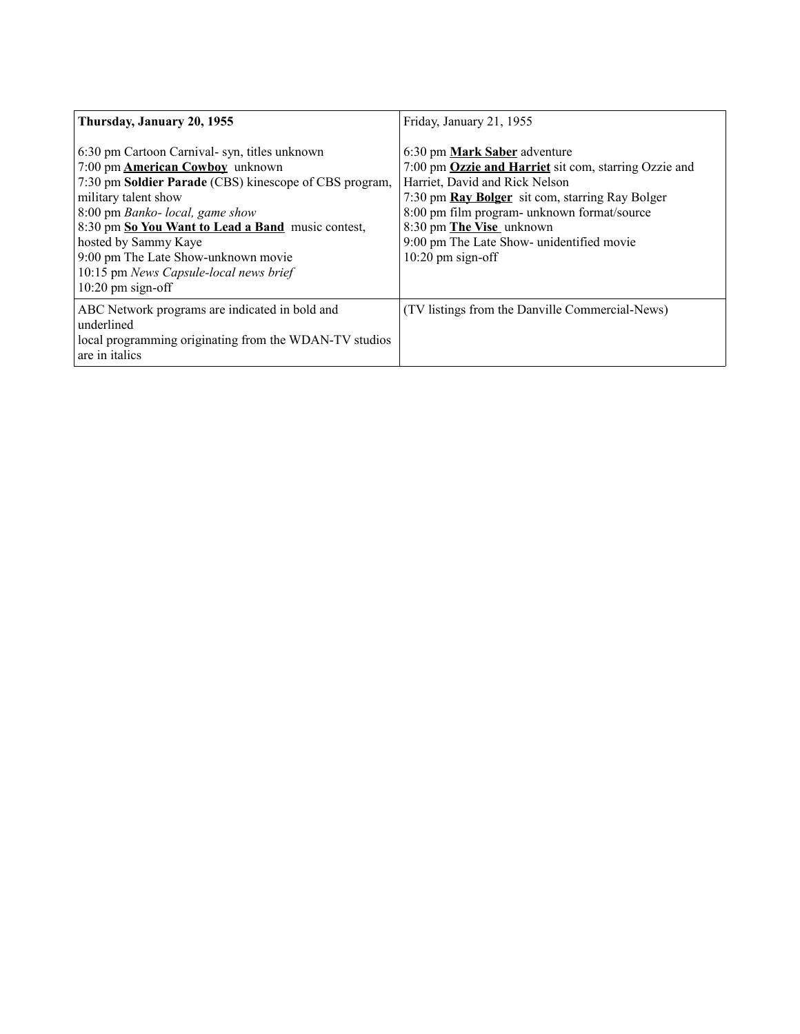| **Thursday, January 20, 1955**<br><br>6:30 pm Cartoon Carnival- syn, titles unknown<br>7:00 pm **American Cowboy** unknown<br>7:30 pm **Soldier Parade** (CBS) kinescope of CBS program, military talent show<br>8:00 pm *Banko- local, game show*<br>8:30 pm **So You Want to Lead a Band** music contest, hosted by Sammy Kaye<br>9:00 pm The Late Show-unknown movie<br>10:15 pm *News Capsule-local news brief*<br>10:20 pm sign-off | Friday, January 21, 1955<br><br>6:30 pm **Mark Saber** adventure<br>7:00 pm **Ozzie and Harriet** sit com, starring Ozzie and Harriet, David and Rick Nelson<br>7:30 pm **Ray Bolger** sit com, starring Ray Bolger<br>8:00 pm film program- unknown format/source<br>8:30 pm **The Vise** unknown<br>9:00 pm The Late Show- unidentified movie<br>10:20 pm sign-off |
|---|---|
| ABC Network programs are indicated in bold and underlined<br>local programming originating from the WDAN-TV studios are in italics | (TV listings from the Danville Commercial-News) |